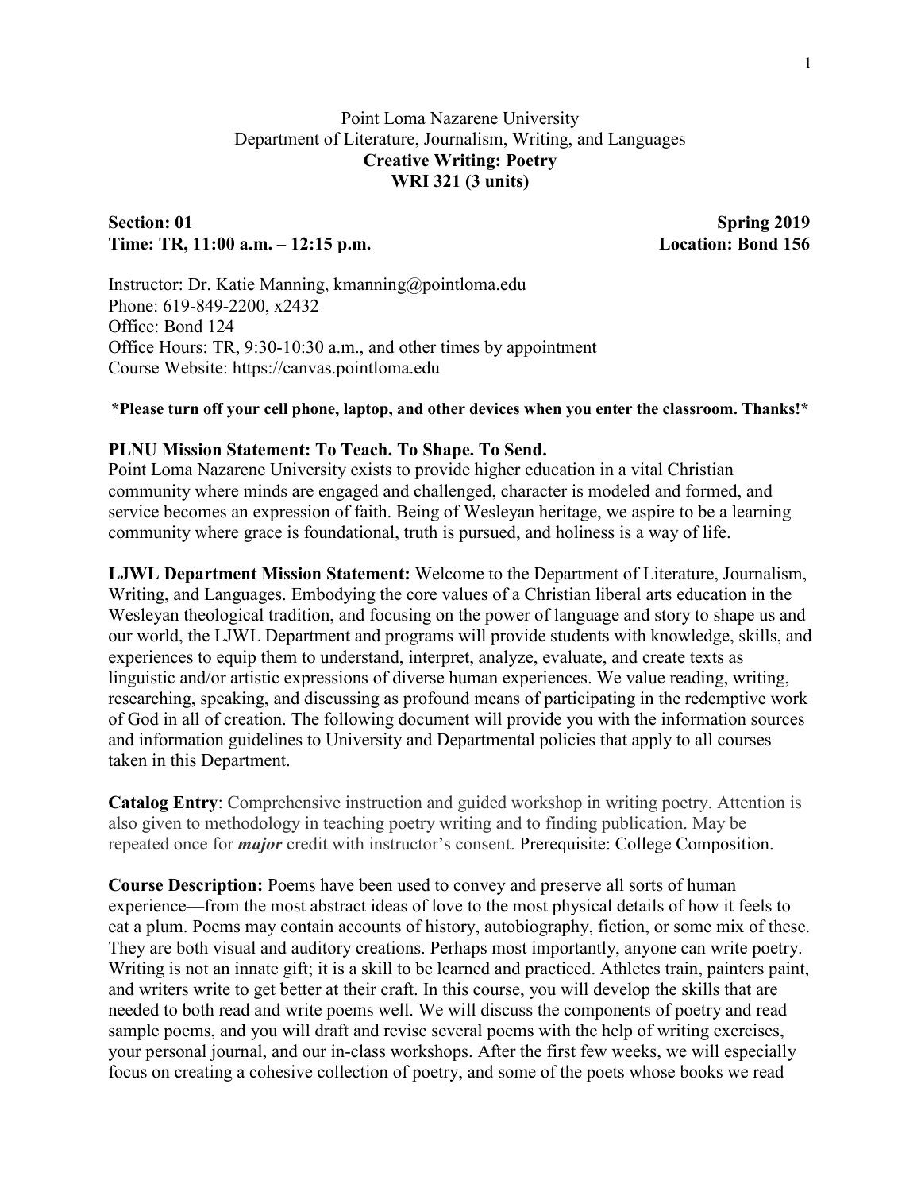Point Loma Nazarene University
Department of Literature, Journalism, Writing, and Languages

# Creative Writing: Poetry
# WRI 321 (3 units)

**Section: 01** **Spring 2019**
**Time: TR, 11:00 a.m. – 12:15 p.m.** **Location: Bond 156**

Instructor: Dr. Katie Manning, kmanning@pointloma.edu
Phone: 619-849-2200, x2432
Office: Bond 124
Office Hours: TR, 9:30-10:30 a.m., and other times by appointment
Course Website: https://canvas.pointloma.edu

**\*Please turn off your cell phone, laptop, and other devices when you enter the classroom. Thanks!\***

**PLNU Mission Statement: To Teach. To Shape. To Send.**
Point Loma Nazarene University exists to provide higher education in a vital Christian community where minds are engaged and challenged, character is modeled and formed, and service becomes an expression of faith. Being of Wesleyan heritage, we aspire to be a learning community where grace is foundational, truth is pursued, and holiness is a way of life.

**LJWL Department Mission Statement:** Welcome to the Department of Literature, Journalism, Writing, and Languages. Embodying the core values of a Christian liberal arts education in the Wesleyan theological tradition, and focusing on the power of language and story to shape us and our world, the LJWL Department and programs will provide students with knowledge, skills, and experiences to equip them to understand, interpret, analyze, evaluate, and create texts as linguistic and/or artistic expressions of diverse human experiences. We value reading, writing, researching, speaking, and discussing as profound means of participating in the redemptive work of God in all of creation. The following document will provide you with the information sources and information guidelines to University and Departmental policies that apply to all courses taken in this Department.

**Catalog Entry**: Comprehensive instruction and guided workshop in writing poetry. Attention is also given to methodology in teaching poetry writing and to finding publication. May be repeated once for ***major*** credit with instructor's consent. Prerequisite: College Composition.

**Course Description:** Poems have been used to convey and preserve all sorts of human experience—from the most abstract ideas of love to the most physical details of how it feels to eat a plum. Poems may contain accounts of history, autobiography, fiction, or some mix of these. They are both visual and auditory creations. Perhaps most importantly, anyone can write poetry. Writing is not an innate gift; it is a skill to be learned and practiced. Athletes train, painters paint, and writers write to get better at their craft. In this course, you will develop the skills that are needed to both read and write poems well. We will discuss the components of poetry and read sample poems, and you will draft and revise several poems with the help of writing exercises, your personal journal, and our in-class workshops. After the first few weeks, we will especially focus on creating a cohesive collection of poetry, and some of the poets whose books we read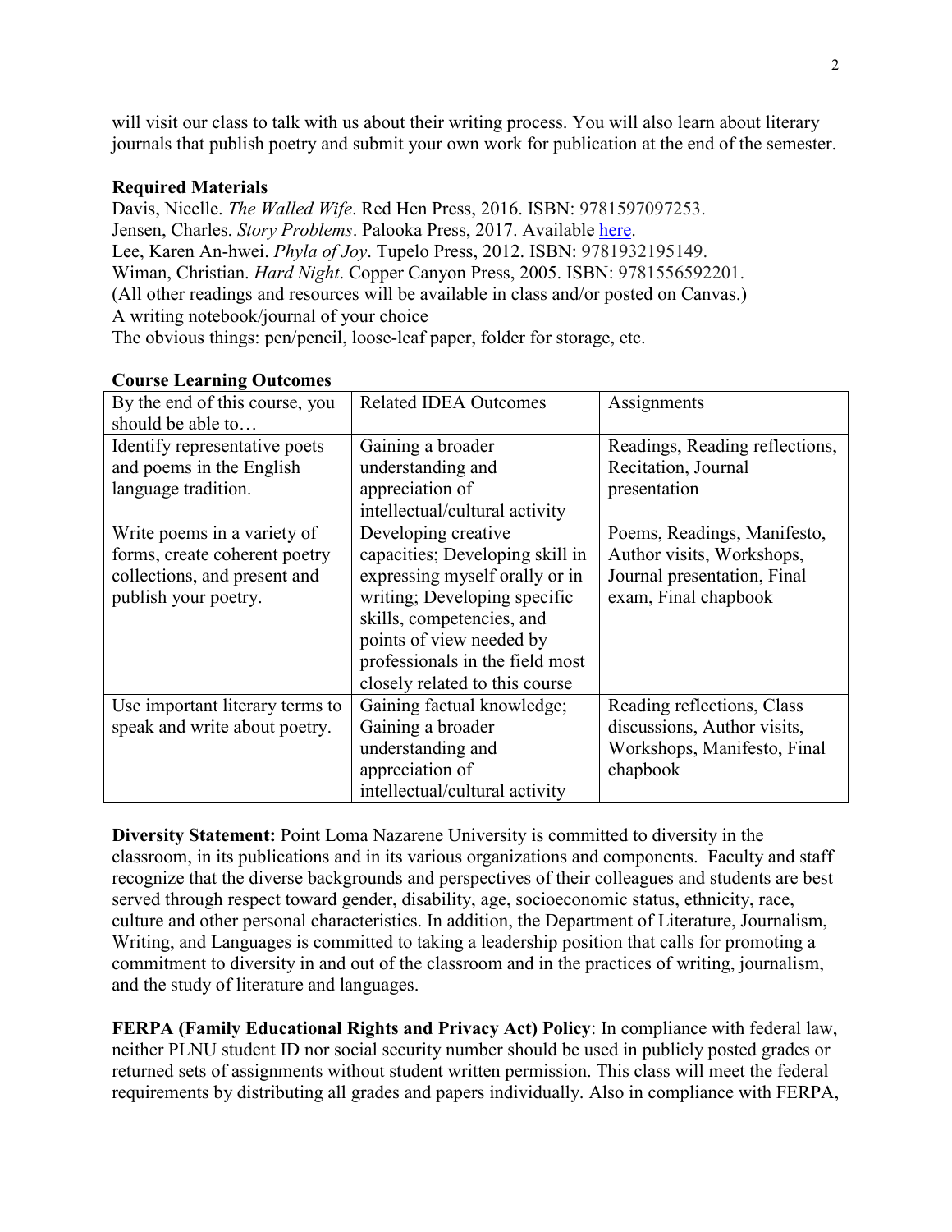will visit our class to talk with us about their writing process. You will also learn about literary journals that publish poetry and submit your own work for publication at the end of the semester.

**Required Materials**

Davis, Nicelle. *The Walled Wife*. Red Hen Press, 2016. ISBN: 9781597097253.
Jensen, Charles. *Story Problems*. Palooka Press, 2017. Available here.
Lee, Karen An-hwei. *Phyla of Joy*. Tupelo Press, 2012. ISBN: 9781932195149.
Wiman, Christian. *Hard Night*. Copper Canyon Press, 2005. ISBN: 9781556592201.
(All other readings and resources will be available in class and/or posted on Canvas.)
A writing notebook/journal of your choice
The obvious things: pen/pencil, loose-leaf paper, folder for storage, etc.

**Course Learning Outcomes**

| By the end of this course, you should be able to… | Related IDEA Outcomes | Assignments |
|---|---|---|
| Identify representative poets and poems in the English language tradition. | Gaining a broader understanding and appreciation of intellectual/cultural activity | Readings, Reading reflections, Recitation, Journal presentation |
| Write poems in a variety of forms, create coherent poetry collections, and present and publish your poetry. | Developing creative capacities; Developing skill in expressing myself orally or in writing; Developing specific skills, competencies, and points of view needed by professionals in the field most closely related to this course | Poems, Readings, Manifesto, Author visits, Workshops, Journal presentation, Final exam, Final chapbook |
| Use important literary terms to speak and write about poetry. | Gaining factual knowledge; Gaining a broader understanding and appreciation of intellectual/cultural activity | Reading reflections, Class discussions, Author visits, Workshops, Manifesto, Final chapbook |

**Diversity Statement:** Point Loma Nazarene University is committed to diversity in the classroom, in its publications and in its various organizations and components. Faculty and staff recognize that the diverse backgrounds and perspectives of their colleagues and students are best served through respect toward gender, disability, age, socioeconomic status, ethnicity, race, culture and other personal characteristics. In addition, the Department of Literature, Journalism, Writing, and Languages is committed to taking a leadership position that calls for promoting a commitment to diversity in and out of the classroom and in the practices of writing, journalism, and the study of literature and languages.

**FERPA (Family Educational Rights and Privacy Act) Policy**: In compliance with federal law, neither PLNU student ID nor social security number should be used in publicly posted grades or returned sets of assignments without student written permission. This class will meet the federal requirements by distributing all grades and papers individually. Also in compliance with FERPA,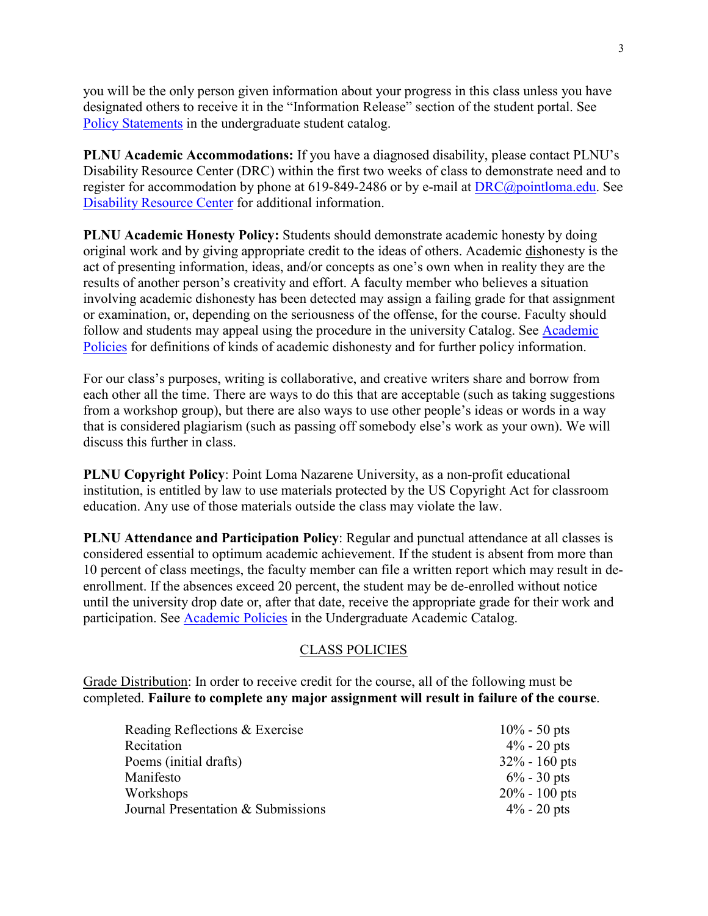you will be the only person given information about your progress in this class unless you have designated others to receive it in the "Information Release" section of the student portal. See Policy Statements in the undergraduate student catalog.

**PLNU Academic Accommodations:** If you have a diagnosed disability, please contact PLNU's Disability Resource Center (DRC) within the first two weeks of class to demonstrate need and to register for accommodation by phone at 619-849-2486 or by e-mail at DRC@pointloma.edu. See Disability Resource Center for additional information.

**PLNU Academic Honesty Policy:** Students should demonstrate academic honesty by doing original work and by giving appropriate credit to the ideas of others. Academic dishonesty is the act of presenting information, ideas, and/or concepts as one's own when in reality they are the results of another person's creativity and effort. A faculty member who believes a situation involving academic dishonesty has been detected may assign a failing grade for that assignment or examination, or, depending on the seriousness of the offense, for the course. Faculty should follow and students may appeal using the procedure in the university Catalog. See Academic Policies for definitions of kinds of academic dishonesty and for further policy information.

For our class's purposes, writing is collaborative, and creative writers share and borrow from each other all the time. There are ways to do this that are acceptable (such as taking suggestions from a workshop group), but there are also ways to use other people's ideas or words in a way that is considered plagiarism (such as passing off somebody else's work as your own). We will discuss this further in class.

**PLNU Copyright Policy**: Point Loma Nazarene University, as a non-profit educational institution, is entitled by law to use materials protected by the US Copyright Act for classroom education. Any use of those materials outside the class may violate the law.

**PLNU Attendance and Participation Policy**: Regular and punctual attendance at all classes is considered essential to optimum academic achievement. If the student is absent from more than 10 percent of class meetings, the faculty member can file a written report which may result in de-enrollment. If the absences exceed 20 percent, the student may be de-enrolled without notice until the university drop date or, after that date, receive the appropriate grade for their work and participation. See Academic Policies in the Undergraduate Academic Catalog.

## CLASS POLICIES

Grade Distribution: In order to receive credit for the course, all of the following must be completed. **Failure to complete any major assignment will result in failure of the course**.

| | |
|---|---|
| Reading Reflections & Exercise | 10% - 50 pts |
| Recitation | 4% - 20 pts |
| Poems (initial drafts) | 32% - 160 pts |
| Manifesto | 6% - 30 pts |
| Workshops | 20% - 100 pts |
| Journal Presentation & Submissions | 4% - 20 pts |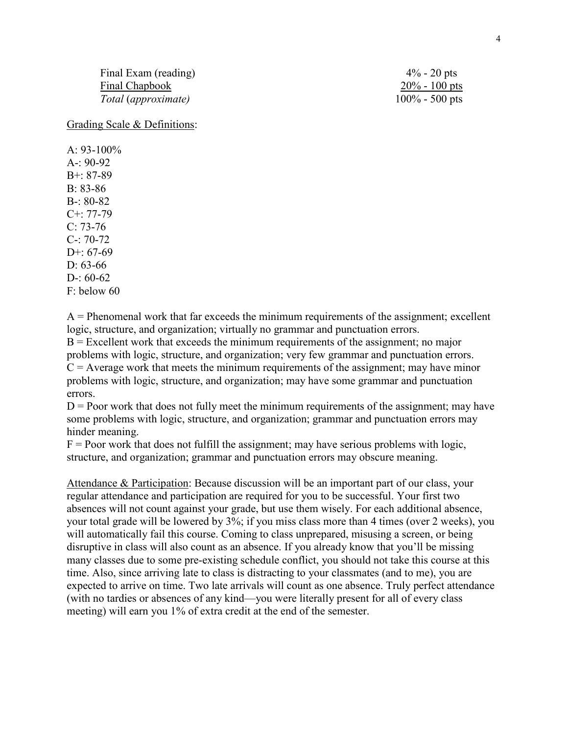| | |
|---|---|
| Final Exam (reading) | 4% - 20 pts |
| Final Chapbook | 20% - 100 pts |
| *Total* (*approximate*) | 100% - 500 pts |

Grading Scale & Definitions:

A: 93-100%
A-: 90-92
B+: 87-89
B: 83-86
B-: 80-82
C+: 77-79
C: 73-76
C-: 70-72
D+: 67-69
D: 63-66
D-: 60-62
F: below 60

A = Phenomenal work that far exceeds the minimum requirements of the assignment; excellent logic, structure, and organization; virtually no grammar and punctuation errors.
B = Excellent work that exceeds the minimum requirements of the assignment; no major problems with logic, structure, and organization; very few grammar and punctuation errors.
C = Average work that meets the minimum requirements of the assignment; may have minor problems with logic, structure, and organization; may have some grammar and punctuation errors.
D = Poor work that does not fully meet the minimum requirements of the assignment; may have some problems with logic, structure, and organization; grammar and punctuation errors may hinder meaning.
F = Poor work that does not fulfill the assignment; may have serious problems with logic, structure, and organization; grammar and punctuation errors may obscure meaning.

Attendance & Participation: Because discussion will be an important part of our class, your regular attendance and participation are required for you to be successful. Your first two absences will not count against your grade, but use them wisely. For each additional absence, your total grade will be lowered by 3%; if you miss class more than 4 times (over 2 weeks), you will automatically fail this course. Coming to class unprepared, misusing a screen, or being disruptive in class will also count as an absence. If you already know that you'll be missing many classes due to some pre-existing schedule conflict, you should not take this course at this time. Also, since arriving late to class is distracting to your classmates (and to me), you are expected to arrive on time. Two late arrivals will count as one absence. Truly perfect attendance (with no tardies or absences of any kind—you were literally present for all of every class meeting) will earn you 1% of extra credit at the end of the semester.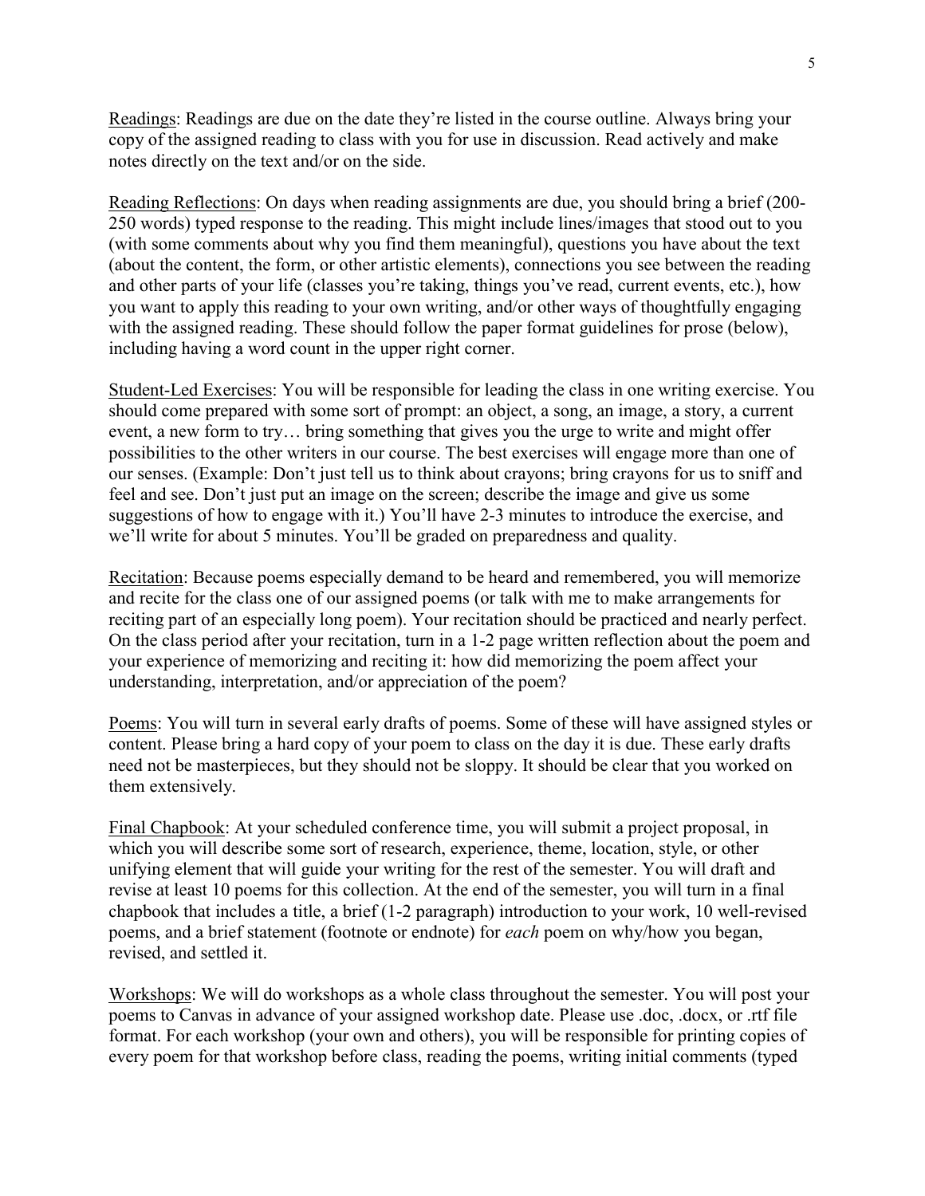<u>Readings</u>: Readings are due on the date they're listed in the course outline. Always bring your copy of the assigned reading to class with you for use in discussion. Read actively and make notes directly on the text and/or on the side.

<u>Reading Reflections</u>: On days when reading assignments are due, you should bring a brief (200-250 words) typed response to the reading. This might include lines/images that stood out to you (with some comments about why you find them meaningful), questions you have about the text (about the content, the form, or other artistic elements), connections you see between the reading and other parts of your life (classes you're taking, things you've read, current events, etc.), how you want to apply this reading to your own writing, and/or other ways of thoughtfully engaging with the assigned reading. These should follow the paper format guidelines for prose (below), including having a word count in the upper right corner.

<u>Student-Led Exercises</u>: You will be responsible for leading the class in one writing exercise. You should come prepared with some sort of prompt: an object, a song, an image, a story, a current event, a new form to try… bring something that gives you the urge to write and might offer possibilities to the other writers in our course. The best exercises will engage more than one of our senses. (Example: Don't just tell us to think about crayons; bring crayons for us to sniff and feel and see. Don't just put an image on the screen; describe the image and give us some suggestions of how to engage with it.) You'll have 2-3 minutes to introduce the exercise, and we'll write for about 5 minutes. You'll be graded on preparedness and quality.

<u>Recitation</u>: Because poems especially demand to be heard and remembered, you will memorize and recite for the class one of our assigned poems (or talk with me to make arrangements for reciting part of an especially long poem). Your recitation should be practiced and nearly perfect. On the class period after your recitation, turn in a 1-2 page written reflection about the poem and your experience of memorizing and reciting it: how did memorizing the poem affect your understanding, interpretation, and/or appreciation of the poem?

<u>Poems</u>: You will turn in several early drafts of poems. Some of these will have assigned styles or content. Please bring a hard copy of your poem to class on the day it is due. These early drafts need not be masterpieces, but they should not be sloppy. It should be clear that you worked on them extensively.

<u>Final Chapbook</u>: At your scheduled conference time, you will submit a project proposal, in which you will describe some sort of research, experience, theme, location, style, or other unifying element that will guide your writing for the rest of the semester. You will draft and revise at least 10 poems for this collection. At the end of the semester, you will turn in a final chapbook that includes a title, a brief (1-2 paragraph) introduction to your work, 10 well-revised poems, and a brief statement (footnote or endnote) for *each* poem on why/how you began, revised, and settled it.

<u>Workshops</u>: We will do workshops as a whole class throughout the semester. You will post your poems to Canvas in advance of your assigned workshop date. Please use .doc, .docx, or .rtf file format. For each workshop (your own and others), you will be responsible for printing copies of every poem for that workshop before class, reading the poems, writing initial comments (typed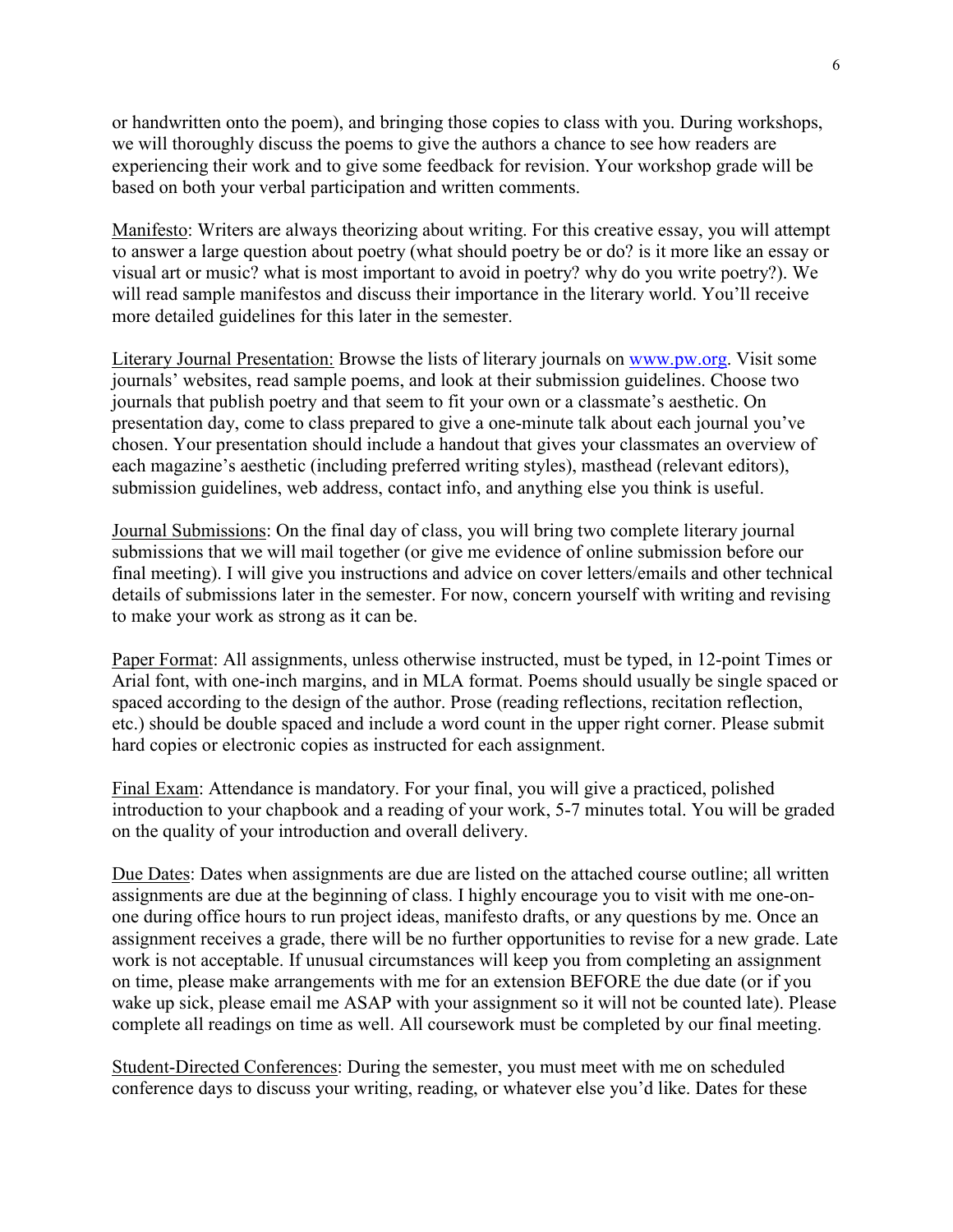or handwritten onto the poem), and bringing those copies to class with you. During workshops, we will thoroughly discuss the poems to give the authors a chance to see how readers are experiencing their work and to give some feedback for revision. Your workshop grade will be based on both your verbal participation and written comments.

Manifesto: Writers are always theorizing about writing. For this creative essay, you will attempt to answer a large question about poetry (what should poetry be or do? is it more like an essay or visual art or music? what is most important to avoid in poetry? why do you write poetry?). We will read sample manifestos and discuss their importance in the literary world. You'll receive more detailed guidelines for this later in the semester.

Literary Journal Presentation: Browse the lists of literary journals on www.pw.org. Visit some journals' websites, read sample poems, and look at their submission guidelines. Choose two journals that publish poetry and that seem to fit your own or a classmate's aesthetic. On presentation day, come to class prepared to give a one-minute talk about each journal you've chosen. Your presentation should include a handout that gives your classmates an overview of each magazine's aesthetic (including preferred writing styles), masthead (relevant editors), submission guidelines, web address, contact info, and anything else you think is useful.

Journal Submissions: On the final day of class, you will bring two complete literary journal submissions that we will mail together (or give me evidence of online submission before our final meeting). I will give you instructions and advice on cover letters/emails and other technical details of submissions later in the semester. For now, concern yourself with writing and revising to make your work as strong as it can be.

Paper Format: All assignments, unless otherwise instructed, must be typed, in 12-point Times or Arial font, with one-inch margins, and in MLA format. Poems should usually be single spaced or spaced according to the design of the author. Prose (reading reflections, recitation reflection, etc.) should be double spaced and include a word count in the upper right corner. Please submit hard copies or electronic copies as instructed for each assignment.

Final Exam: Attendance is mandatory. For your final, you will give a practiced, polished introduction to your chapbook and a reading of your work, 5-7 minutes total. You will be graded on the quality of your introduction and overall delivery.

Due Dates: Dates when assignments are due are listed on the attached course outline; all written assignments are due at the beginning of class. I highly encourage you to visit with me one-on-one during office hours to run project ideas, manifesto drafts, or any questions by me. Once an assignment receives a grade, there will be no further opportunities to revise for a new grade. Late work is not acceptable. If unusual circumstances will keep you from completing an assignment on time, please make arrangements with me for an extension BEFORE the due date (or if you wake up sick, please email me ASAP with your assignment so it will not be counted late). Please complete all readings on time as well. All coursework must be completed by our final meeting.

Student-Directed Conferences: During the semester, you must meet with me on scheduled conference days to discuss your writing, reading, or whatever else you'd like. Dates for these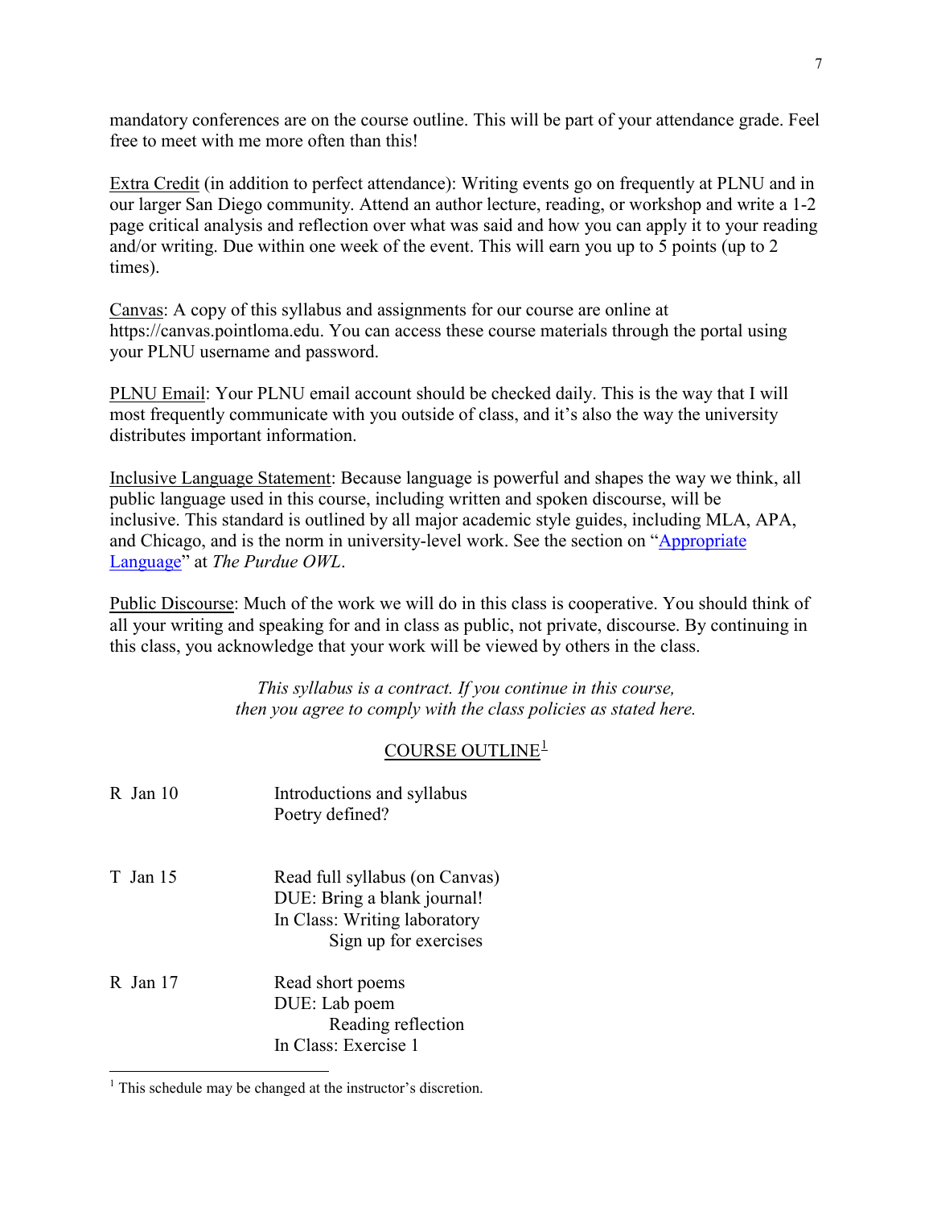mandatory conferences are on the course outline. This will be part of your attendance grade. Feel free to meet with me more often than this!

Extra Credit (in addition to perfect attendance): Writing events go on frequently at PLNU and in our larger San Diego community. Attend an author lecture, reading, or workshop and write a 1-2 page critical analysis and reflection over what was said and how you can apply it to your reading and/or writing. Due within one week of the event. This will earn you up to 5 points (up to 2 times).

Canvas: A copy of this syllabus and assignments for our course are online at https://canvas.pointloma.edu. You can access these course materials through the portal using your PLNU username and password.

PLNU Email: Your PLNU email account should be checked daily. This is the way that I will most frequently communicate with you outside of class, and it's also the way the university distributes important information.

Inclusive Language Statement: Because language is powerful and shapes the way we think, all public language used in this course, including written and spoken discourse, will be inclusive. This standard is outlined by all major academic style guides, including MLA, APA, and Chicago, and is the norm in university-level work. See the section on "Appropriate Language" at *The Purdue OWL*.

Public Discourse: Much of the work we will do in this class is cooperative. You should think of all your writing and speaking for and in class as public, not private, discourse. By continuing in this class, you acknowledge that your work will be viewed by others in the class.

*This syllabus is a contract. If you continue in this course, then you agree to comply with the class policies as stated here.*

## COURSE OUTLINE[1]

| | |
|---|---|
| R Jan 10 | Introductions and syllabus<br>Poetry defined? |
| T Jan 15 | Read full syllabus (on Canvas)<br>DUE: Bring a blank journal!<br>In Class: Writing laboratory<br>Sign up for exercises |
| R Jan 17 | Read short poems<br>DUE: Lab poem<br>Reading reflection<br>In Class: Exercise 1 |

[1] This schedule may be changed at the instructor's discretion.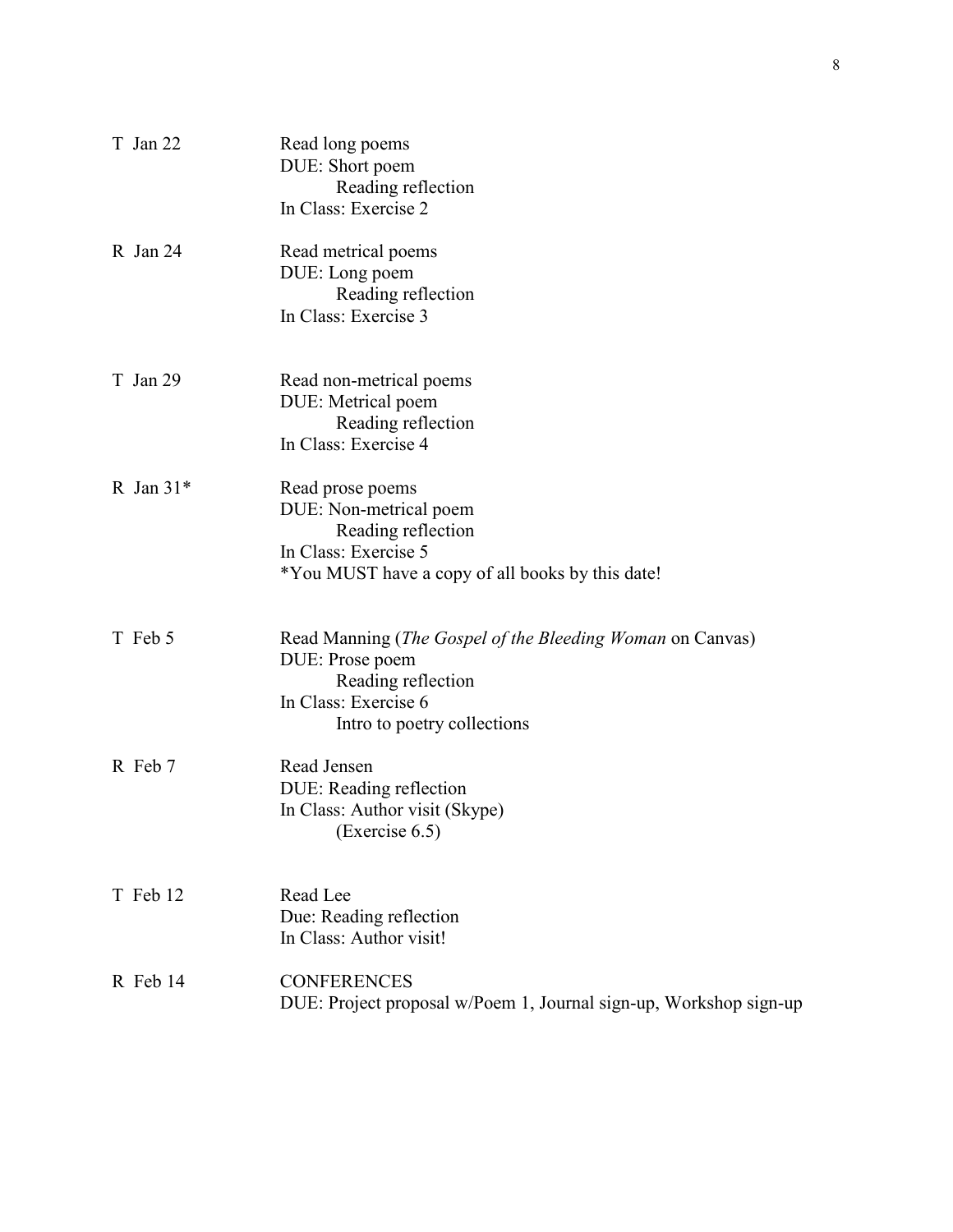| | |
|---|---|
| T Jan 22 | Read long poems<br>DUE: Short poem<br>Reading reflection<br>In Class: Exercise 2 |
| R Jan 24 | Read metrical poems<br>DUE: Long poem<br>Reading reflection<br>In Class: Exercise 3 |
| T Jan 29 | Read non-metrical poems<br>DUE: Metrical poem<br>Reading reflection<br>In Class: Exercise 4 |
| R Jan 31* | Read prose poems<br>DUE: Non-metrical poem<br>Reading reflection<br>In Class: Exercise 5<br>*You MUST have a copy of all books by this date! |
| T Feb 5 | Read Manning (*The Gospel of the Bleeding Woman* on Canvas)<br>DUE: Prose poem<br>Reading reflection<br>In Class: Exercise 6<br>Intro to poetry collections |
| R Feb 7 | Read Jensen<br>DUE: Reading reflection<br>In Class: Author visit (Skype)<br>(Exercise 6.5) |
| T Feb 12 | Read Lee<br>Due: Reading reflection<br>In Class: Author visit! |
| R Feb 14 | CONFERENCES<br>DUE: Project proposal w/Poem 1, Journal sign-up, Workshop sign-up |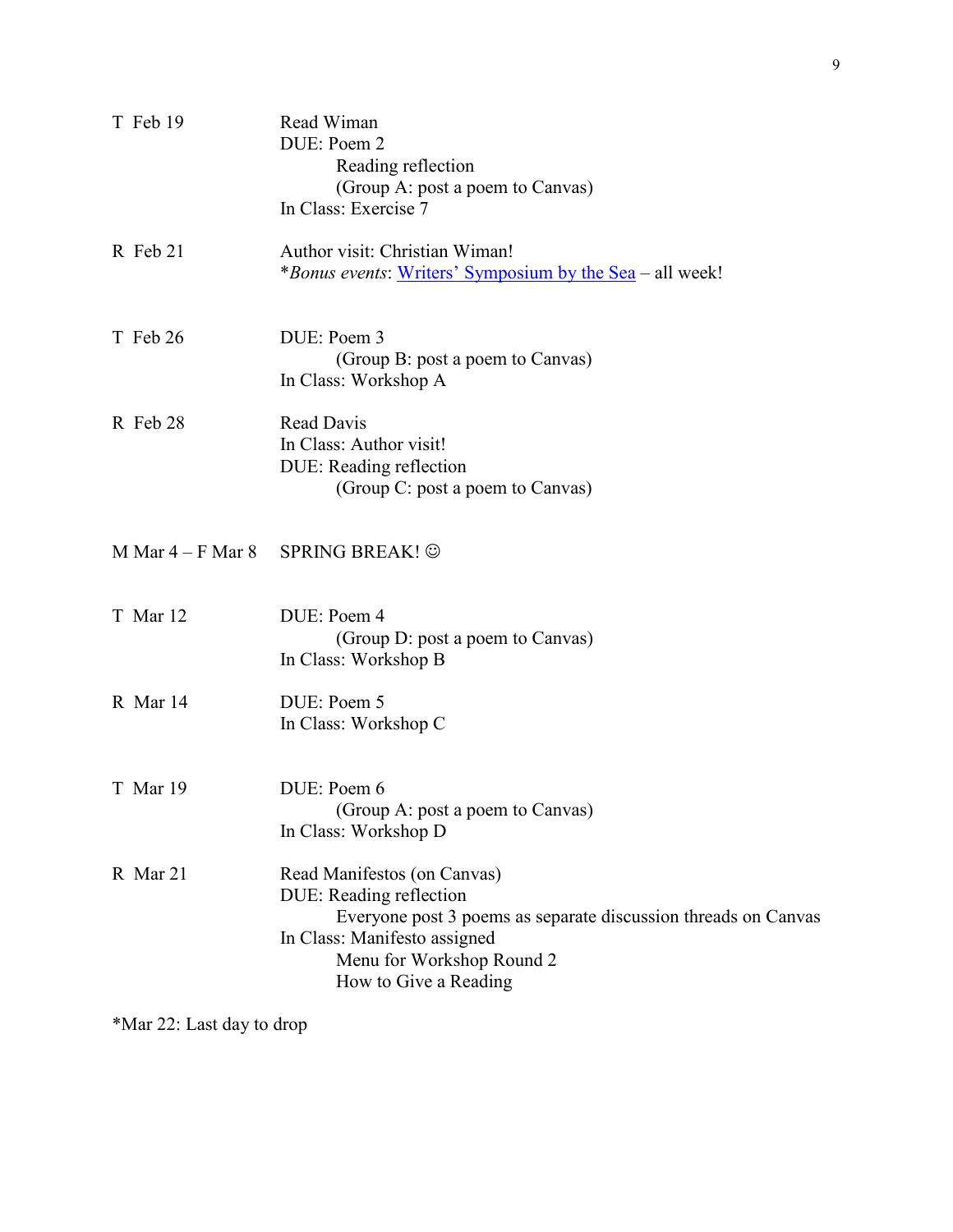| | |
|---|---|
| T Feb 19 | Read Wiman<br>DUE: Poem 2<br>Reading reflection<br>(Group A: post a poem to Canvas)<br>In Class: Exercise 7 |
| R Feb 21 | Author visit: Christian Wiman!<br>**Bonus events*: Writers' Symposium by the Sea – all week! |
| T Feb 26 | DUE: Poem 3<br>(Group B: post a poem to Canvas)<br>In Class: Workshop A |
| R Feb 28 | Read Davis<br>In Class: Author visit!<br>DUE: Reading reflection<br>(Group C: post a poem to Canvas) |
| M Mar 4 – F Mar 8 | SPRING BREAK! ☺ |
| T Mar 12 | DUE: Poem 4<br>(Group D: post a poem to Canvas)<br>In Class: Workshop B |
| R Mar 14 | DUE: Poem 5<br>In Class: Workshop C |
| T Mar 19 | DUE: Poem 6<br>(Group A: post a poem to Canvas)<br>In Class: Workshop D |
| R Mar 21 | Read Manifestos (on Canvas)<br>DUE: Reading reflection<br>Everyone post 3 poems as separate discussion threads on Canvas<br>In Class: Manifesto assigned<br>Menu for Workshop Round 2<br>How to Give a Reading |

*Mar 22: Last day to drop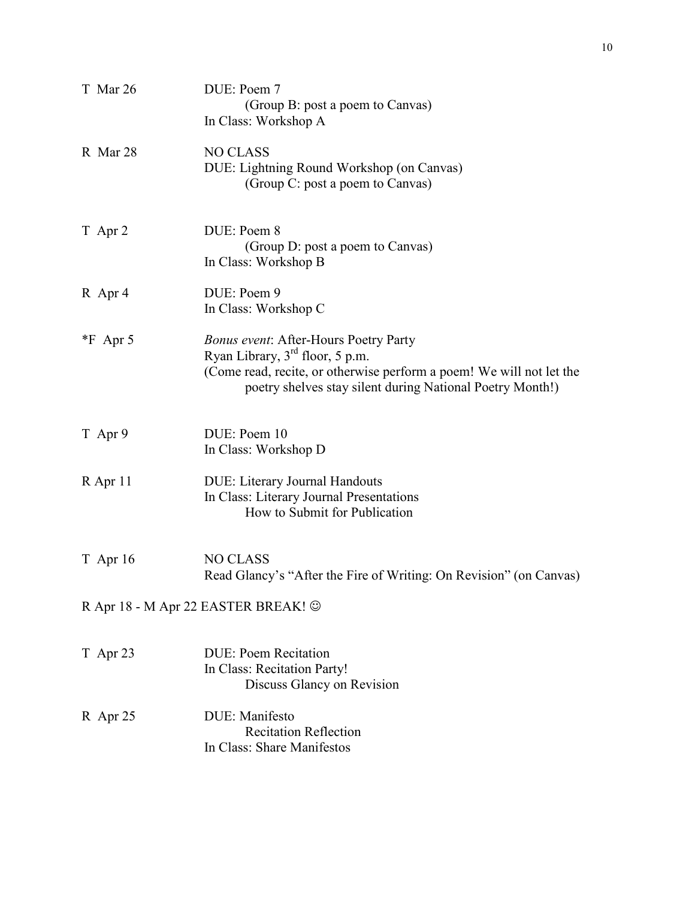T Mar 26 DUE: Poem 7
(Group B: post a poem to Canvas)
In Class: Workshop A

R Mar 28 NO CLASS
DUE: Lightning Round Workshop (on Canvas)
(Group C: post a poem to Canvas)

T Apr 2 DUE: Poem 8
(Group D: post a poem to Canvas)
In Class: Workshop B

R Apr 4 DUE: Poem 9
In Class: Workshop C

*F Apr 5 *Bonus event*: After-Hours Poetry Party
Ryan Library, 3rd floor, 5 p.m.
(Come read, recite, or otherwise perform a poem! We will not let the poetry shelves stay silent during National Poetry Month!)

T Apr 9 DUE: Poem 10
In Class: Workshop D

R Apr 11 DUE: Literary Journal Handouts
In Class: Literary Journal Presentations
How to Submit for Publication

T Apr 16 NO CLASS
Read Glancy's "After the Fire of Writing: On Revision" (on Canvas)

R Apr 18 - M Apr 22 EASTER BREAK! ☺

T Apr 23 DUE: Poem Recitation
In Class: Recitation Party!
Discuss Glancy on Revision

R Apr 25 DUE: Manifesto
Recitation Reflection
In Class: Share Manifestos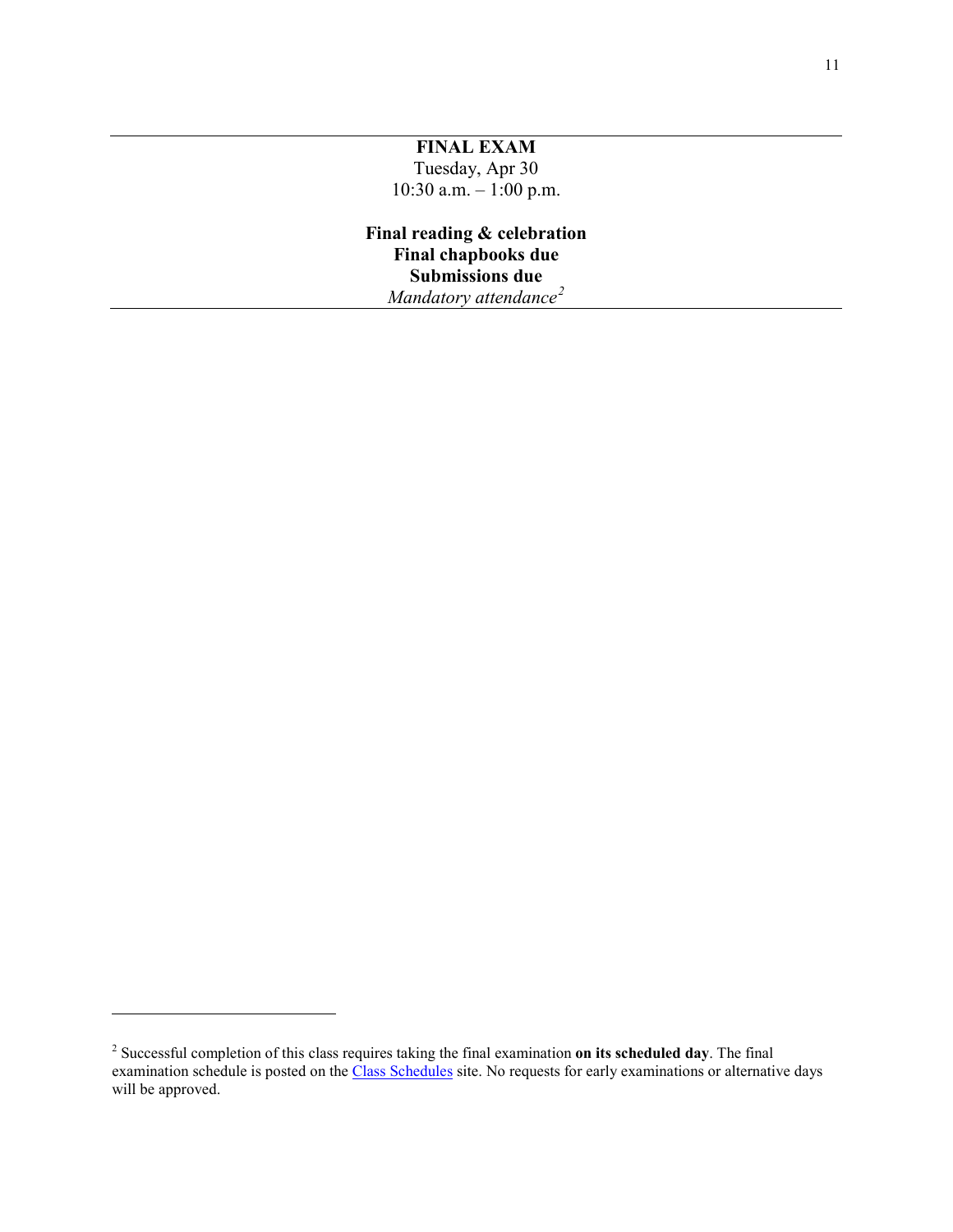**FINAL EXAM**

Tuesday, Apr 30

10:30 a.m. – 1:00 p.m.

**Final reading & celebration**

**Final chapbooks due**

**Submissions due**

*Mandatory attendance*[2]

---

[2] Successful completion of this class requires taking the final examination **on its scheduled day**. The final examination schedule is posted on the Class Schedules site. No requests for early examinations or alternative days will be approved.